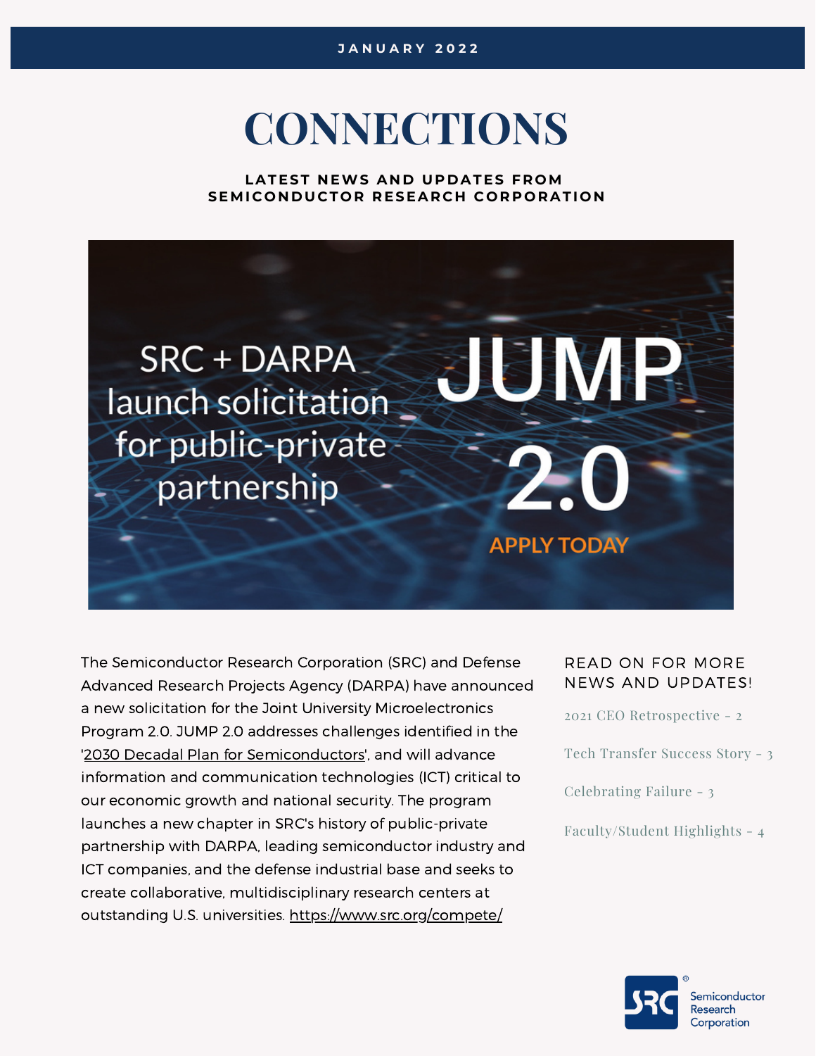JANUARY 2022

# CONNECTIONS

**LATEST NEWS AND UPDATES FROM SEMICONDUCTOR RESEARCH CORPORATION**

SRC + DARPA launch solicitation for public-private partnership

JUMP 2.0

APPLY TODAY

The Semiconductor Research Corporation (SRC) and Defense Advanced Research Projects Agency (DARPA) have announced a new solicitation for the Joint University Microelectronics Program 2.0. JUMP 2.0 addresses challenges identified in the '2030 Decadal Plan for Semiconductors', and will advance information and communication technologies (ICT) critical to our economic growth and national security. The program launches a new chapter in SRC's history of public-private partnership with DARPA, leading semiconductor industry and ICT companies, and the defense industrial base and seeks to create collaborative, multidisciplinary research centers at outstanding U.S. universities. https://www.src.org/compete/

## READ ON FOR MORE NEWS AND UPDATES!

- 2021 CEO Retrospective - 2
- Tech Transfer Success Story - 3
- Celebrating Failure - 3
- Faculty/Student Highlights - 4

SRC® Semiconductor Research Corporation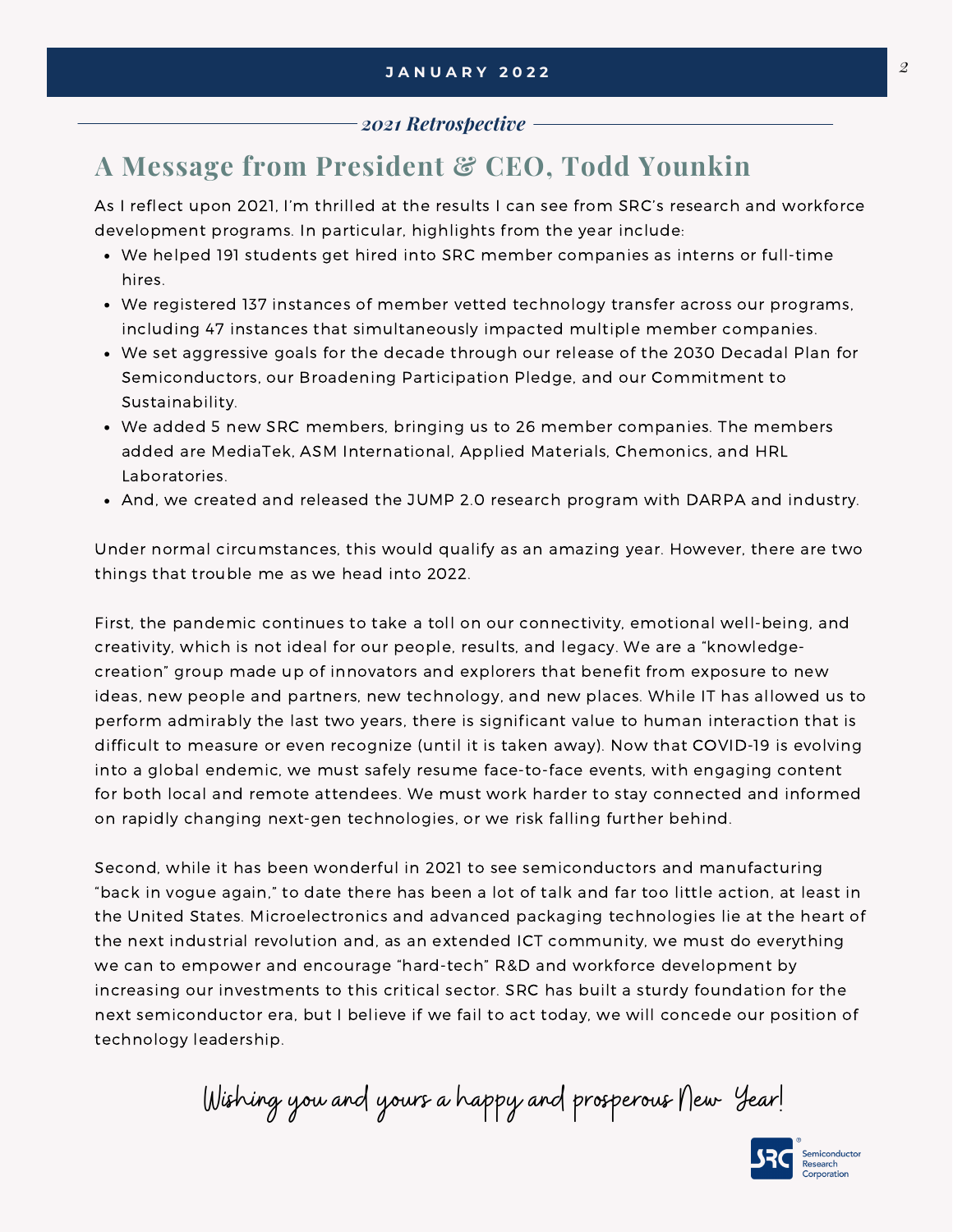*2021 Retrospective*

## A Message from President & CEO, Todd Younkin

As I reflect upon 2021, I'm thrilled at the results I can see from SRC's research and workforce development programs. In particular, highlights from the year include:

- We helped 191 students get hired into SRC member companies as interns or full-time hires.
- We registered 137 instances of member vetted technology transfer across our programs, including 47 instances that simultaneously impacted multiple member companies.
- We set aggressive goals for the decade through our release of the 2030 Decadal Plan for Semiconductors, our Broadening Participation Pledge, and our Commitment to Sustainability.
- We added 5 new SRC members, bringing us to 26 member companies. The members added are MediaTek, ASM International, Applied Materials, Chemonics, and HRL Laboratories.
- And, we created and released the JUMP 2.0 research program with DARPA and industry.

Under normal circumstances, this would qualify as an amazing year. However, there are two things that trouble me as we head into 2022.

First, the pandemic continues to take a toll on our connectivity, emotional well-being, and creativity, which is not ideal for our people, results, and legacy. We are a "knowledge-creation" group made up of innovators and explorers that benefit from exposure to new ideas, new people and partners, new technology, and new places. While IT has allowed us to perform admirably the last two years, there is significant value to human interaction that is difficult to measure or even recognize (until it is taken away). Now that COVID-19 is evolving into a global endemic, we must safely resume face-to-face events, with engaging content for both local and remote attendees. We must work harder to stay connected and informed on rapidly changing next-gen technologies, or we risk falling further behind.

Second, while it has been wonderful in 2021 to see semiconductors and manufacturing "back in vogue again," to date there has been a lot of talk and far too little action, at least in the United States. Microelectronics and advanced packaging technologies lie at the heart of the next industrial revolution and, as an extended ICT community, we must do everything we can to empower and encourage "hard-tech" R&D and workforce development by increasing our investments to this critical sector. SRC has built a sturdy foundation for the next semiconductor era, but I believe if we fail to act today, we will concede our position of technology leadership.

*Wishing you and yours a happy and prosperous New Year!*

SRC Semiconductor Research Corporation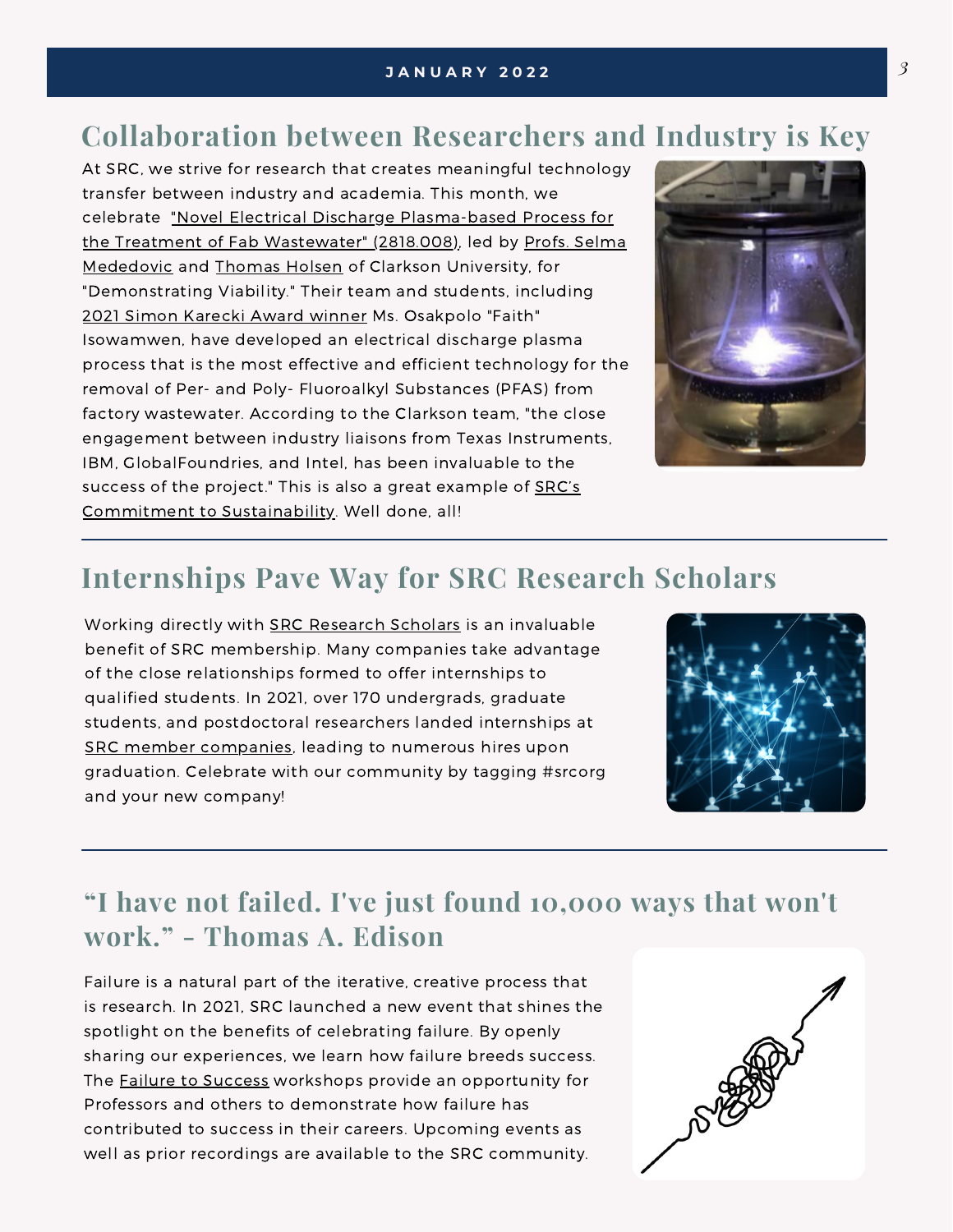## Collaboration between Researchers and Industry is Key

At SRC, we strive for research that creates meaningful technology transfer between industry and academia. This month, we celebrate "Novel Electrical Discharge Plasma-based Process for the Treatment of Fab Wastewater" (2818.008), led by Profs. Selma Mededovic and Thomas Holsen of Clarkson University, for "Demonstrating Viability." Their team and students, including 2021 Simon Karecki Award winner Ms. Osakpolo "Faith" Isowamwen, have developed an electrical discharge plasma process that is the most effective and efficient technology for the removal of Per- and Poly- Fluoroalkyl Substances (PFAS) from factory wastewater. According to the Clarkson team, "the close engagement between industry liaisons from Texas Instruments, IBM, GlobalFoundries, and Intel, has been invaluable to the success of the project." This is also a great example of SRC's Commitment to Sustainability. Well done, all!

## Internships Pave Way for SRC Research Scholars

Working directly with SRC Research Scholars is an invaluable benefit of SRC membership. Many companies take advantage of the close relationships formed to offer internships to qualified students. In 2021, over 170 undergrads, graduate students, and postdoctoral researchers landed internships at SRC member companies, leading to numerous hires upon graduation. Celebrate with our community by tagging #srcorg and your new company!

## "I have not failed. I've just found 10,000 ways that won't work." - Thomas A. Edison

Failure is a natural part of the iterative, creative process that is research. In 2021, SRC launched a new event that shines the spotlight on the benefits of celebrating failure. By openly sharing our experiences, we learn how failure breeds success. The Failure to Success workshops provide an opportunity for Professors and others to demonstrate how failure has contributed to success in their careers. Upcoming events as well as prior recordings are available to the SRC community.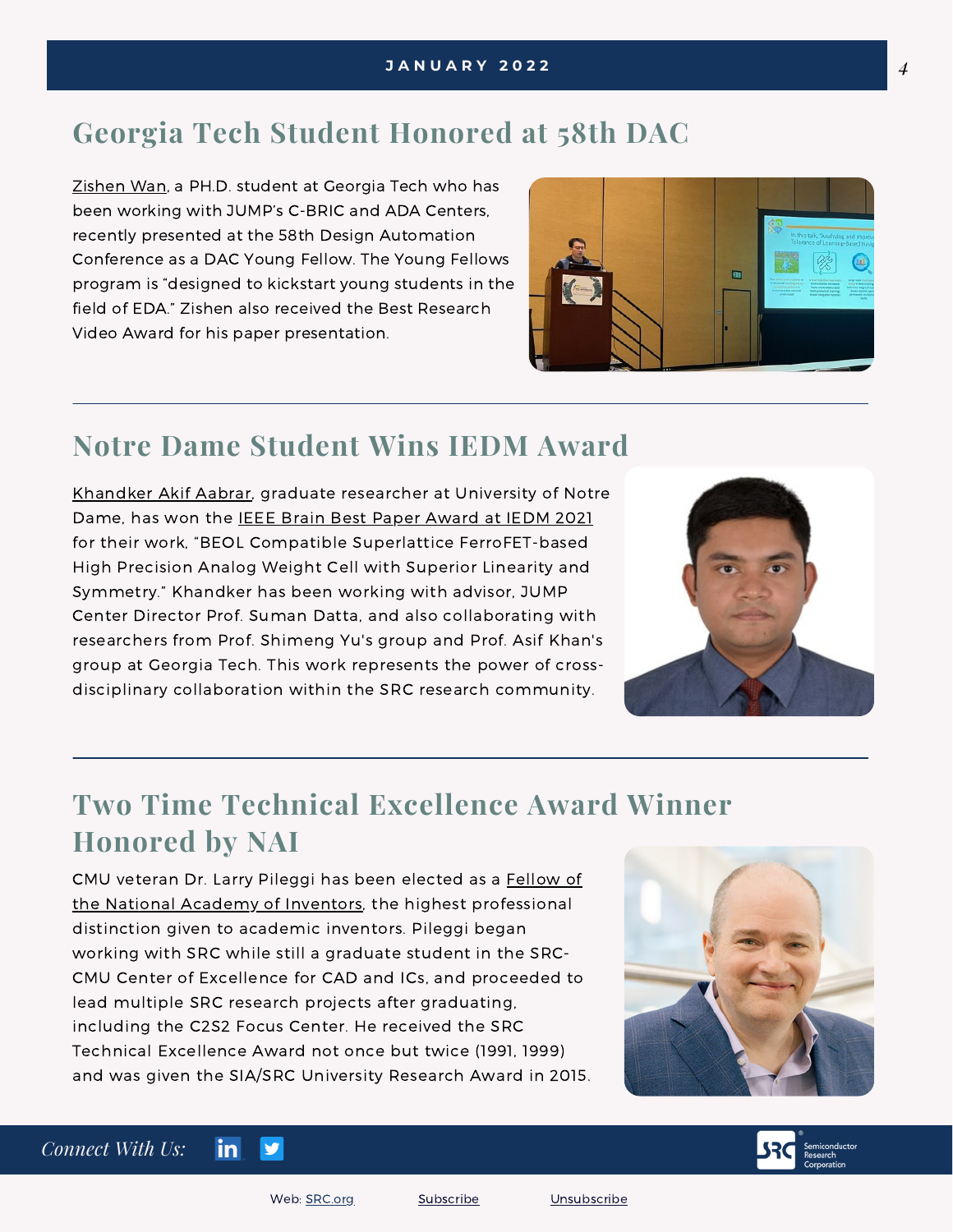## Georgia Tech Student Honored at 58th DAC

Zishen Wan, a PH.D. student at Georgia Tech who has been working with JUMP's C-BRIC and ADA Centers, recently presented at the 58th Design Automation Conference as a DAC Young Fellow. The Young Fellows program is "designed to kickstart young students in the field of EDA." Zishen also received the Best Research Video Award for his paper presentation.

---

## Notre Dame Student Wins IEDM Award

Khandker Akif Aabrar, graduate researcher at University of Notre Dame, has won the IEEE Brain Best Paper Award at IEDM 2021 for their work, "BEOL Compatible Superlattice FerroFET-based High Precision Analog Weight Cell with Superior Linearity and Symmetry." Khandker has been working with advisor, JUMP Center Director Prof. Suman Datta, and also collaborating with researchers from Prof. Shimeng Yu's group and Prof. Asif Khan's group at Georgia Tech. This work represents the power of cross-disciplinary collaboration within the SRC research community.

---

## Two Time Technical Excellence Award Winner Honored by NAI

CMU veteran Dr. Larry Pileggi has been elected as a Fellow of the National Academy of Inventors, the highest professional distinction given to academic inventors. Pileggi began working with SRC while still a graduate student in the SRC-CMU Center of Excellence for CAD and ICs, and proceeded to lead multiple SRC research projects after graduating, including the C2S2 Focus Center. He received the SRC Technical Excellence Award not once but twice (1991, 1999) and was given the SIA/SRC University Research Award in 2015.

*Connect With Us:*

Semiconductor Research Corporation

Web: SRC.org | Subscribe | Unsubscribe